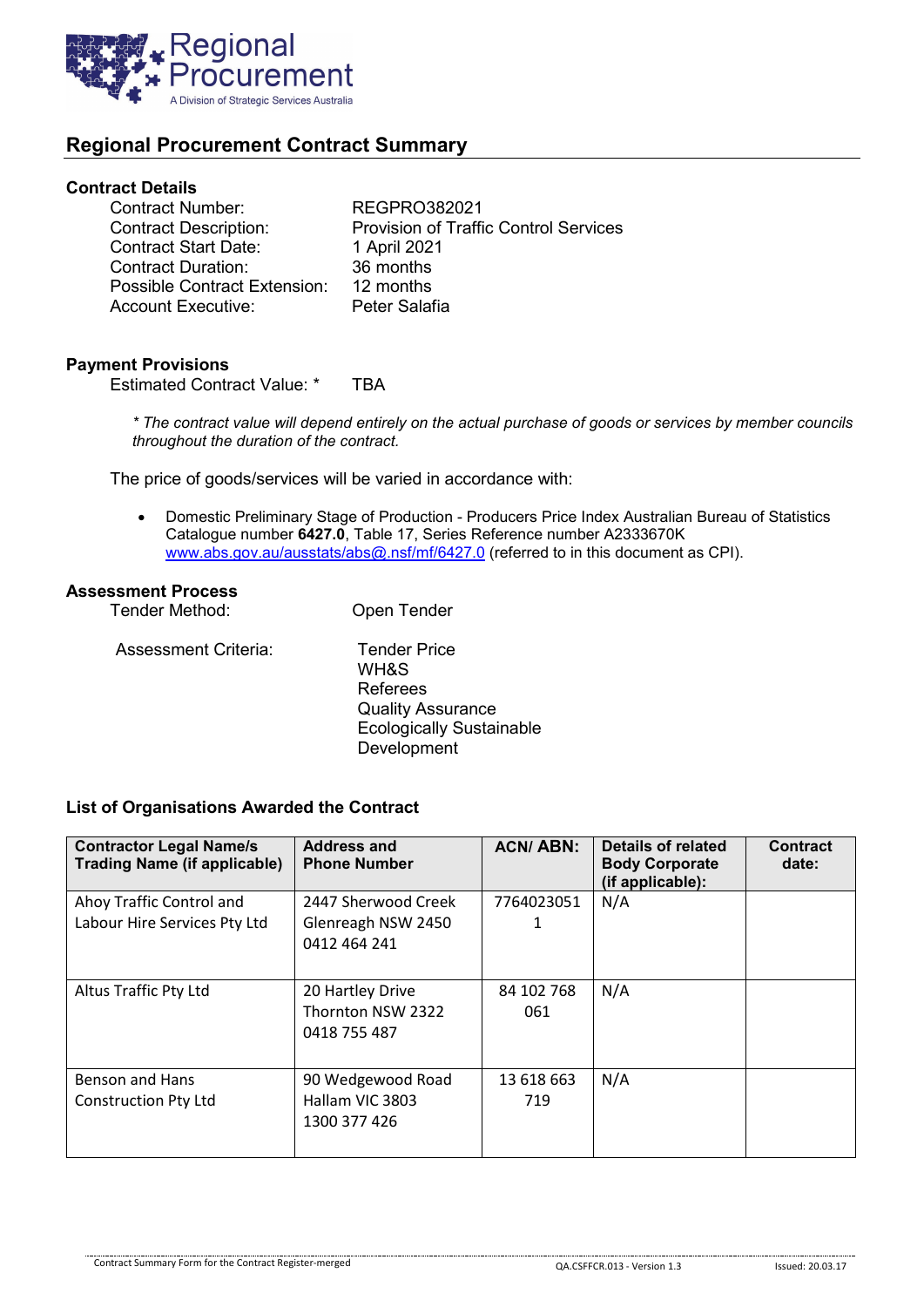Regional Procurement
A Division of Strategic Services Australia

## Regional Procurement Contract Summary

### Contract Details

Contract Number: REGPRO382021
Contract Description: Provision of Traffic Control Services
Contract Start Date: 1 April 2021
Contract Duration: 36 months
Possible Contract Extension: 12 months
Account Executive: Peter Salafia

### Payment Provisions

Estimated Contract Value: * TBA

*\* The contract value will depend entirely on the actual purchase of goods or services by member councils throughout the duration of the contract.*

The price of goods/services will be varied in accordance with:

- Domestic Preliminary Stage of Production - Producers Price Index Australian Bureau of Statistics Catalogue number **6427.0**, Table 17, Series Reference number A2333670K www.abs.gov.au/ausstats/abs@.nsf/mf/6427.0 (referred to in this document as CPI).

### Assessment Process

Tender Method: Open Tender

Assessment Criteria:
- Tender Price
- WH&S
- Referees
- Quality Assurance
- Ecologically Sustainable Development

### List of Organisations Awarded the Contract

| Contractor Legal Name/s Trading Name (if applicable) | Address and Phone Number | ACN/ ABN: | Details of related Body Corporate (if applicable): | Contract date: |
|---|---|---|---|---|
| Ahoy Traffic Control and Labour Hire Services Pty Ltd | 2447 Sherwood Creek Glenreagh NSW 2450 0412 464 241 | 77640230511 | N/A | |
| Altus Traffic Pty Ltd | 20 Hartley Drive Thornton NSW 2322 0418 755 487 | 84 102 768 061 | N/A | |
| Benson and Hans Construction Pty Ltd | 90 Wedgewood Road Hallam VIC 3803 1300 377 426 | 13 618 663 719 | N/A | |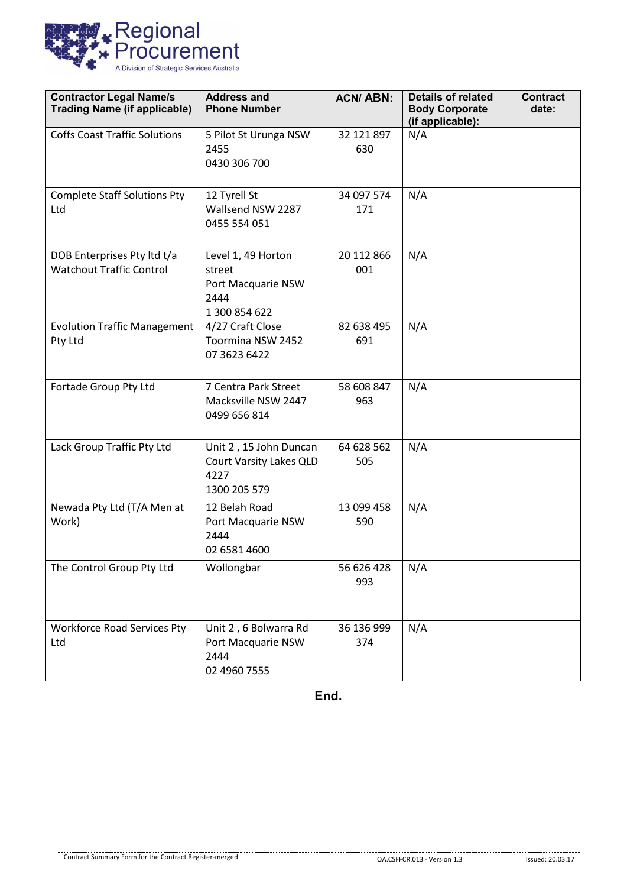| Contractor Legal Name/s Trading Name (if applicable) | Address and Phone Number | ACN/ ABN: | Details of related Body Corporate (if applicable): | Contract date: |
|---|---|---|---|---|
| Coffs Coast Traffic Solutions | 5 Pilot St Urunga NSW 2455 0430 306 700 | 32 121 897 630 | N/A | |
| Complete Staff Solutions Pty Ltd | 12 Tyrell St Wallsend NSW 2287 0455 554 051 | 34 097 574 171 | N/A | |
| DOB Enterprises Pty ltd t/a Watchout Traffic Control | Level 1, 49 Horton street Port Macquarie NSW 2444 1 300 854 622 | 20 112 866 001 | N/A | |
| Evolution Traffic Management Pty Ltd | 4/27 Craft Close Toormina NSW 2452 07 3623 6422 | 82 638 495 691 | N/A | |
| Fortade Group Pty Ltd | 7 Centra Park Street Macksville NSW 2447 0499 656 814 | 58 608 847 963 | N/A | |
| Lack Group Traffic Pty Ltd | Unit 2 , 15 John Duncan Court Varsity Lakes QLD 4227 1300 205 579 | 64 628 562 505 | N/A | |
| Newada Pty Ltd (T/A Men at Work) | 12 Belah Road Port Macquarie NSW 2444 02 6581 4600 | 13 099 458 590 | N/A | |
| The Control Group Pty Ltd | Wollongbar | 56 626 428 993 | N/A | |
| Workforce Road Services Pty Ltd | Unit 2 , 6 Bolwarra Rd Port Macquarie NSW 2444 02 4960 7555 | 36 136 999 374 | N/A | |

**End.**